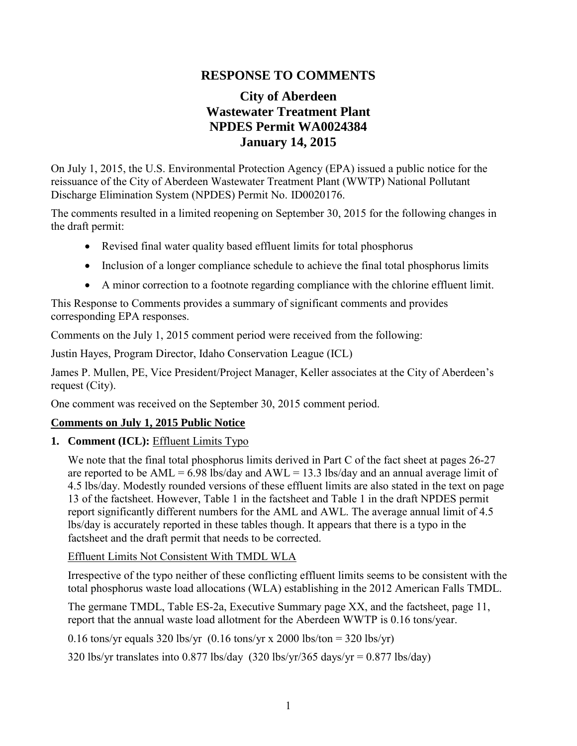# RESPONSE TO COMMENTS

## City of Aberdeen
## Wastewater Treatment Plant
## NPDES Permit WA0024384
## January 14, 2015

On July 1, 2015, the U.S. Environmental Protection Agency (EPA) issued a public notice for the reissuance of the City of Aberdeen Wastewater Treatment Plant (WWTP) National Pollutant Discharge Elimination System (NPDES) Permit No. ID0020176.

The comments resulted in a limited reopening on September 30, 2015 for the following changes in the draft permit:

- Revised final water quality based effluent limits for total phosphorus
- Inclusion of a longer compliance schedule to achieve the final total phosphorus limits
- A minor correction to a footnote regarding compliance with the chlorine effluent limit.

This Response to Comments provides a summary of significant comments and provides corresponding EPA responses.

Comments on the July 1, 2015 comment period were received from the following:

Justin Hayes, Program Director, Idaho Conservation League (ICL)

James P. Mullen, PE, Vice President/Project Manager, Keller associates at the City of Aberdeen's request (City).

One comment was received on the September 30, 2015 comment period.

**<u>Comments on July 1, 2015 Public Notice</u>**

**1. Comment (ICL):** <u>Effluent Limits Typo</u>

We note that the final total phosphorus limits derived in Part C of the fact sheet at pages 26-27 are reported to be AML = 6.98 lbs/day and AWL = 13.3 lbs/day and an annual average limit of 4.5 lbs/day. Modestly rounded versions of these effluent limits are also stated in the text on page 13 of the factsheet. However, Table 1 in the factsheet and Table 1 in the draft NPDES permit report significantly different numbers for the AML and AWL. The average annual limit of 4.5 lbs/day is accurately reported in these tables though. It appears that there is a typo in the factsheet and the draft permit that needs to be corrected.

<u>Effluent Limits Not Consistent With TMDL WLA</u>

Irrespective of the typo neither of these conflicting effluent limits seems to be consistent with the total phosphorus waste load allocations (WLA) establishing in the 2012 American Falls TMDL.

The germane TMDL, Table ES-2a, Executive Summary page XX, and the factsheet, page 11, report that the annual waste load allotment for the Aberdeen WWTP is 0.16 tons/year.

0.16 tons/yr equals 320 lbs/yr (0.16 tons/yr x 2000 lbs/ton = 320 lbs/yr)

320 lbs/yr translates into 0.877 lbs/day (320 lbs/yr/365 days/yr = 0.877 lbs/day)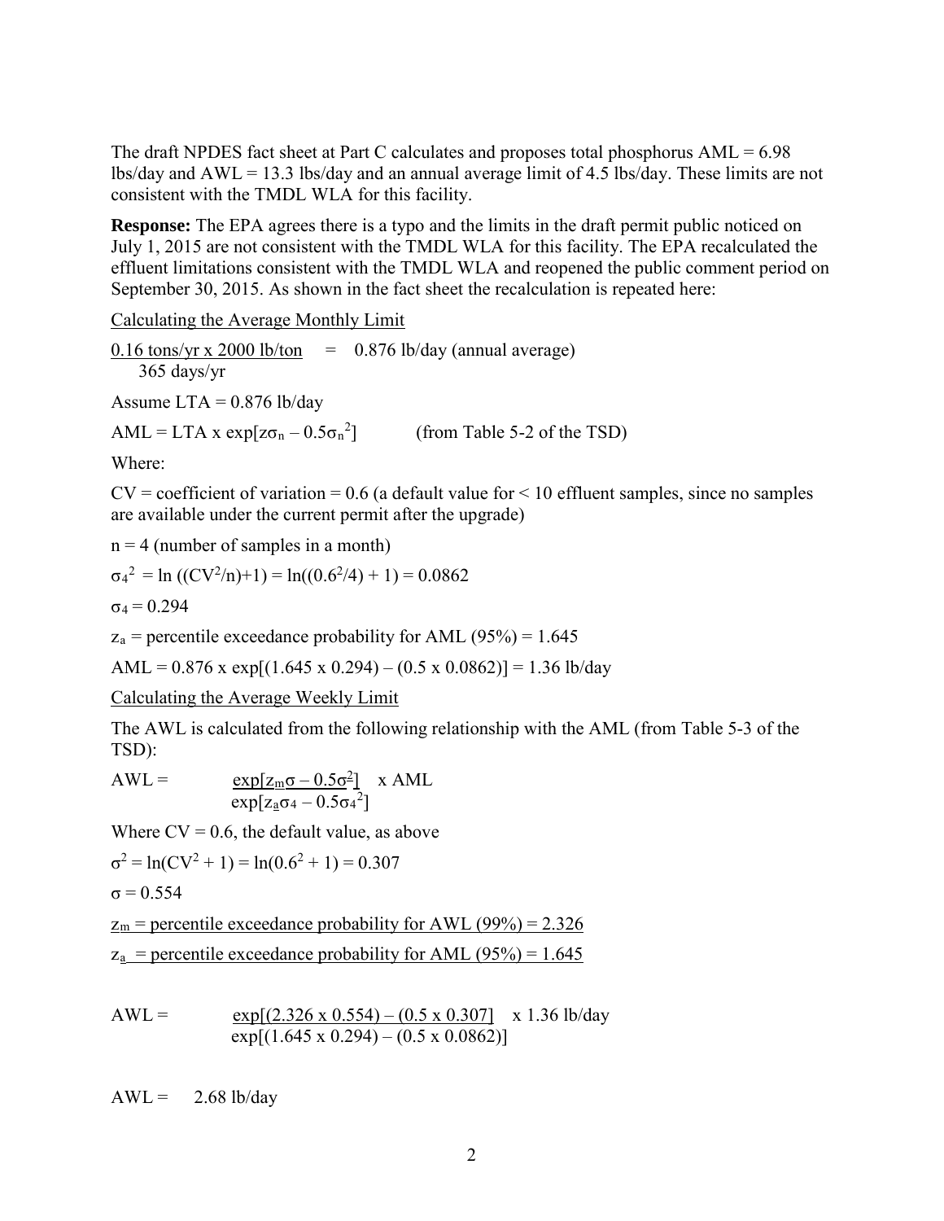The draft NPDES fact sheet at Part C calculates and proposes total phosphorus AML = 6.98 lbs/day and AWL = 13.3 lbs/day and an annual average limit of 4.5 lbs/day. These limits are not consistent with the TMDL WLA for this facility.

**Response:** The EPA agrees there is a typo and the limits in the draft permit public noticed on July 1, 2015 are not consistent with the TMDL WLA for this facility. The EPA recalculated the effluent limitations consistent with the TMDL WLA and reopened the public comment period on September 30, 2015. As shown in the fact sheet the recalculation is repeated here:

<u>Calculating the Average Monthly Limit</u>

$$\frac{0.16 \text{ tons/yr} \times 2000 \text{ lb/ton}}{365 \text{ days/yr}} = 0.876 \text{ lb/day (annual average)}$$

Assume LTA = 0.876 lb/day

$AML = LTA \times \exp[z\sigma_n - 0.5\sigma_n^2]$ (from Table 5-2 of the TSD)

Where:

CV = coefficient of variation = 0.6 (a default value for < 10 effluent samples, since no samples are available under the current permit after the upgrade)

n = 4 (number of samples in a month)

$\sigma_4^2 = \ln((CV^2/n)+1) = \ln((0.6^2/4) + 1) = 0.0862$

$\sigma_4 = 0.294$

$z_a$ = percentile exceedance probability for AML (95%) = 1.645

$AML = 0.876 \times \exp[(1.645 \times 0.294) - (0.5 \times 0.0862)] = 1.36$ lb/day

<u>Calculating the Average Weekly Limit</u>

The AWL is calculated from the following relationship with the AML (from Table 5-3 of the TSD):

$$AWL = \frac{\exp[z_m\sigma - 0.5\sigma^2]}{\exp[z_a\sigma_4 - 0.5\sigma_4^2]} \times AML$$

Where CV = 0.6, the default value, as above

$\sigma^2 = \ln(CV^2 + 1) = \ln(0.6^2 + 1) = 0.307$

$\sigma = 0.554$

<u>$z_m$ = percentile exceedance probability for AWL (99%) = 2.326</u>

<u>$z_a$ = percentile exceedance probability for AML (95%) = 1.645</u>

$$AWL = \frac{\exp[(2.326 \times 0.554) - (0.5 \times 0.307)]}{\exp[(1.645 \times 0.294) - (0.5 \times 0.0862)]} \times 1.36 \text{ lb/day}$$

AWL = 2.68 lb/day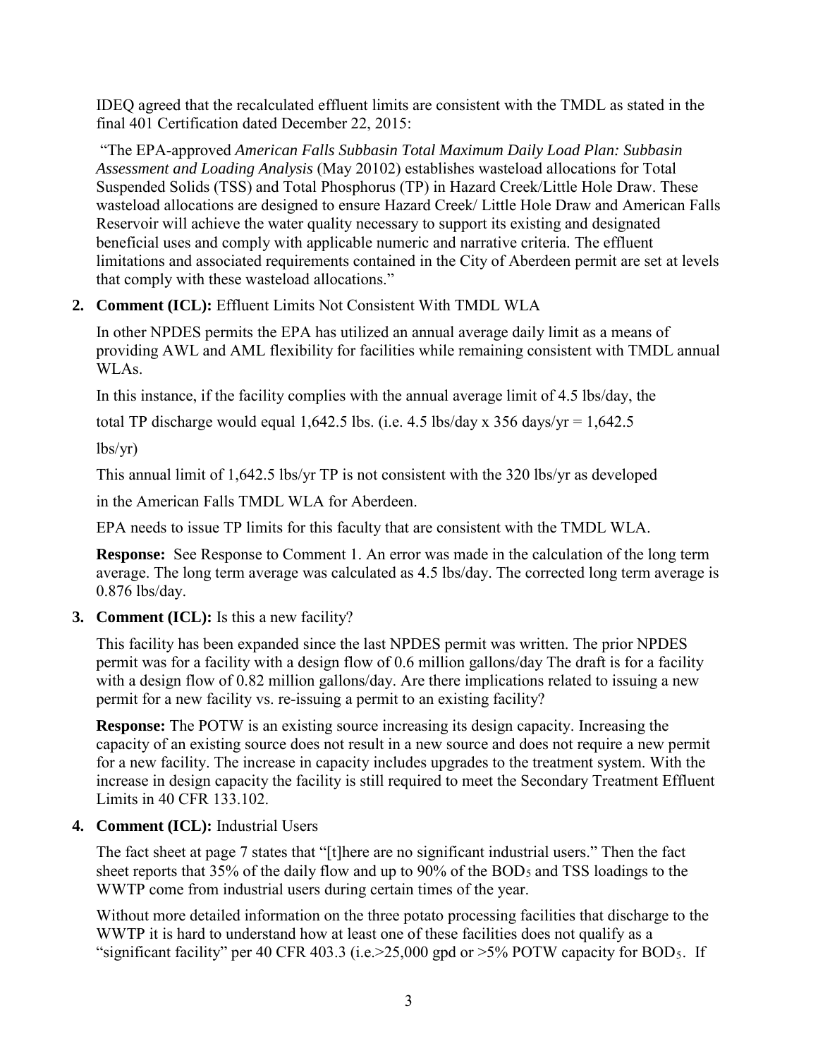IDEQ agreed that the recalculated effluent limits are consistent with the TMDL as stated in the final 401 Certification dated December 22, 2015:

"The EPA-approved *American Falls Subbasin Total Maximum Daily Load Plan: Subbasin Assessment and Loading Analysis* (May 20102) establishes wasteload allocations for Total Suspended Solids (TSS) and Total Phosphorus (TP) in Hazard Creek/Little Hole Draw. These wasteload allocations are designed to ensure Hazard Creek/ Little Hole Draw and American Falls Reservoir will achieve the water quality necessary to support its existing and designated beneficial uses and comply with applicable numeric and narrative criteria. The effluent limitations and associated requirements contained in the City of Aberdeen permit are set at levels that comply with these wasteload allocations."

2. **Comment (ICL):** Effluent Limits Not Consistent With TMDL WLA

   In other NPDES permits the EPA has utilized an annual average daily limit as a means of providing AWL and AML flexibility for facilities while remaining consistent with TMDL annual WLAs.

   In this instance, if the facility complies with the annual average limit of 4.5 lbs/day, the total TP discharge would equal 1,642.5 lbs. (i.e. 4.5 lbs/day x 356 days/yr = 1,642.5 lbs/yr)

   This annual limit of 1,642.5 lbs/yr TP is not consistent with the 320 lbs/yr as developed in the American Falls TMDL WLA for Aberdeen.

   EPA needs to issue TP limits for this faculty that are consistent with the TMDL WLA.

   **Response:** See Response to Comment 1. An error was made in the calculation of the long term average. The long term average was calculated as 4.5 lbs/day. The corrected long term average is 0.876 lbs/day.

3. **Comment (ICL):** Is this a new facility?

   This facility has been expanded since the last NPDES permit was written. The prior NPDES permit was for a facility with a design flow of 0.6 million gallons/day The draft is for a facility with a design flow of 0.82 million gallons/day. Are there implications related to issuing a new permit for a new facility vs. re-issuing a permit to an existing facility?

   **Response:** The POTW is an existing source increasing its design capacity. Increasing the capacity of an existing source does not result in a new source and does not require a new permit for a new facility. The increase in capacity includes upgrades to the treatment system. With the increase in design capacity the facility is still required to meet the Secondary Treatment Effluent Limits in 40 CFR 133.102.

4. **Comment (ICL):** Industrial Users

   The fact sheet at page 7 states that "[t]here are no significant industrial users." Then the fact sheet reports that 35% of the daily flow and up to 90% of the $BOD_5$ and TSS loadings to the WWTP come from industrial users during certain times of the year.

   Without more detailed information on the three potato processing facilities that discharge to the WWTP it is hard to understand how at least one of these facilities does not qualify as a "significant facility" per 40 CFR 403.3 (i.e.>25,000 gpd or >5% POTW capacity for $BOD_5$. If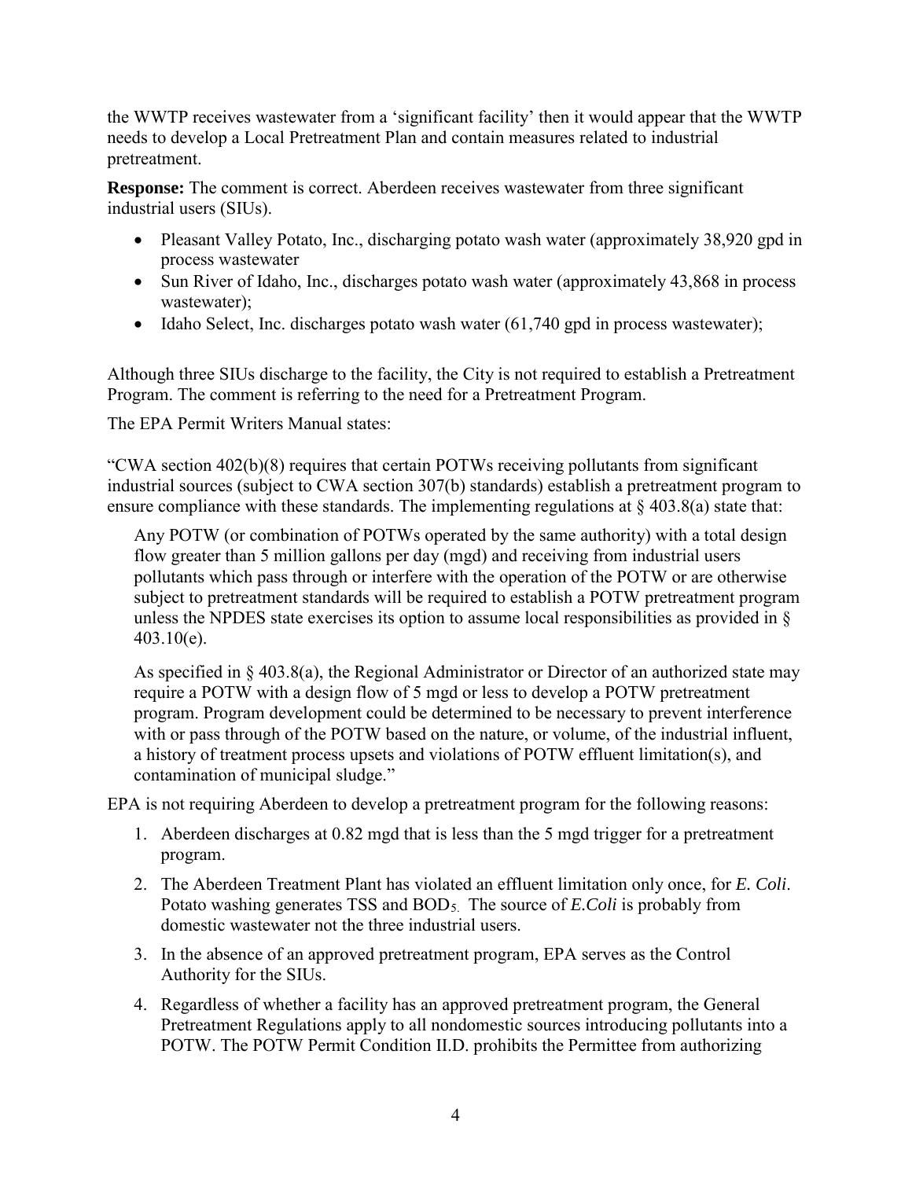the WWTP receives wastewater from a ‘significant facility’ then it would appear that the WWTP needs to develop a Local Pretreatment Plan and contain measures related to industrial pretreatment.

**Response:** The comment is correct. Aberdeen receives wastewater from three significant industrial users (SIUs).

- Pleasant Valley Potato, Inc., discharging potato wash water (approximately 38,920 gpd in process wastewater
- Sun River of Idaho, Inc., discharges potato wash water (approximately 43,868 in process wastewater);
- Idaho Select, Inc. discharges potato wash water (61,740 gpd in process wastewater);

Although three SIUs discharge to the facility, the City is not required to establish a Pretreatment Program. The comment is referring to the need for a Pretreatment Program.

The EPA Permit Writers Manual states:

“CWA section 402(b)(8) requires that certain POTWs receiving pollutants from significant industrial sources (subject to CWA section 307(b) standards) establish a pretreatment program to ensure compliance with these standards. The implementing regulations at § 403.8(a) state that:

> Any POTW (or combination of POTWs operated by the same authority) with a total design flow greater than 5 million gallons per day (mgd) and receiving from industrial users pollutants which pass through or interfere with the operation of the POTW or are otherwise subject to pretreatment standards will be required to establish a POTW pretreatment program unless the NPDES state exercises its option to assume local responsibilities as provided in § 403.10(e).
>
> As specified in § 403.8(a), the Regional Administrator or Director of an authorized state may require a POTW with a design flow of 5 mgd or less to develop a POTW pretreatment program. Program development could be determined to be necessary to prevent interference with or pass through of the POTW based on the nature, or volume, of the industrial influent, a history of treatment process upsets and violations of POTW effluent limitation(s), and contamination of municipal sludge.”

EPA is not requiring Aberdeen to develop a pretreatment program for the following reasons:

1. Aberdeen discharges at 0.82 mgd that is less than the 5 mgd trigger for a pretreatment program.
2. The Aberdeen Treatment Plant has violated an effluent limitation only once, for *E. Coli*. Potato washing generates TSS and $BOD_5$. The source of *E.Coli* is probably from domestic wastewater not the three industrial users.
3. In the absence of an approved pretreatment program, EPA serves as the Control Authority for the SIUs.
4. Regardless of whether a facility has an approved pretreatment program, the General Pretreatment Regulations apply to all nondomestic sources introducing pollutants into a POTW. The POTW Permit Condition II.D. prohibits the Permittee from authorizing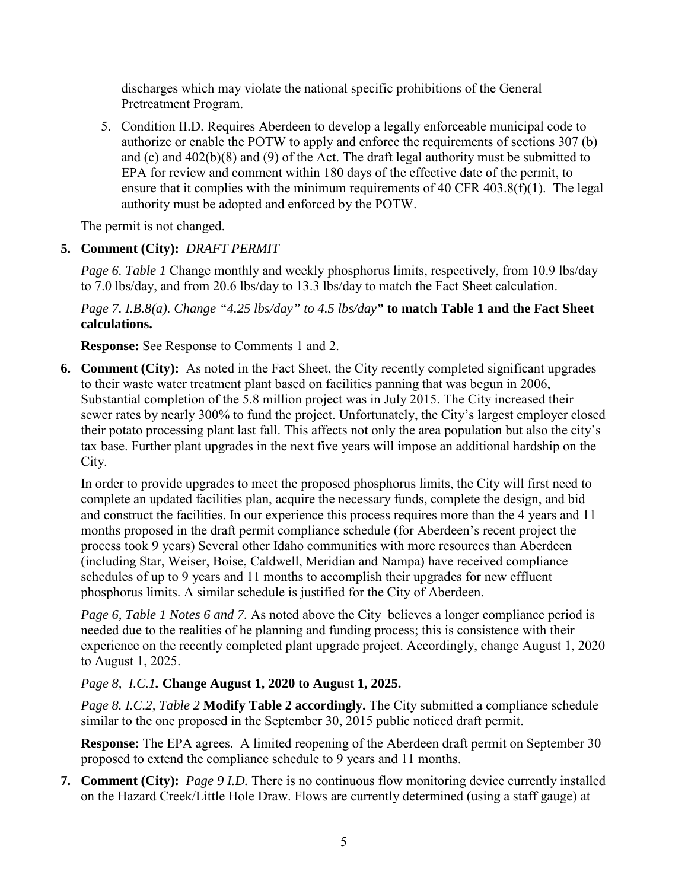discharges which may violate the national specific prohibitions of the General Pretreatment Program.

5. Condition II.D. Requires Aberdeen to develop a legally enforceable municipal code to authorize or enable the POTW to apply and enforce the requirements of sections 307 (b) and (c) and 402(b)(8) and (9) of the Act. The draft legal authority must be submitted to EPA for review and comment within 180 days of the effective date of the permit, to ensure that it complies with the minimum requirements of 40 CFR 403.8(f)(1). The legal authority must be adopted and enforced by the POTW.

The permit is not changed.

**5. Comment (City):** *DRAFT PERMIT*

*Page 6. Table 1* Change monthly and weekly phosphorus limits, respectively, from 10.9 lbs/day to 7.0 lbs/day, and from 20.6 lbs/day to 13.3 lbs/day to match the Fact Sheet calculation.

*Page 7. I.B.8(a). Change "4.25 lbs/day" to 4.5 lbs/day***" to match Table 1 and the Fact Sheet calculations.**

**Response:** See Response to Comments 1 and 2.

**6. Comment (City):** As noted in the Fact Sheet, the City recently completed significant upgrades to their waste water treatment plant based on facilities panning that was begun in 2006, Substantial completion of the 5.8 million project was in July 2015. The City increased their sewer rates by nearly 300% to fund the project. Unfortunately, the City's largest employer closed their potato processing plant last fall. This affects not only the area population but also the city's tax base. Further plant upgrades in the next five years will impose an additional hardship on the City.

In order to provide upgrades to meet the proposed phosphorus limits, the City will first need to complete an updated facilities plan, acquire the necessary funds, complete the design, and bid and construct the facilities. In our experience this process requires more than the 4 years and 11 months proposed in the draft permit compliance schedule (for Aberdeen's recent project the process took 9 years) Several other Idaho communities with more resources than Aberdeen (including Star, Weiser, Boise, Caldwell, Meridian and Nampa) have received compliance schedules of up to 9 years and 11 months to accomplish their upgrades for new effluent phosphorus limits. A similar schedule is justified for the City of Aberdeen.

*Page 6, Table 1 Notes 6 and 7.* As noted above the City believes a longer compliance period is needed due to the realities of he planning and funding process; this is consistence with their experience on the recently completed plant upgrade project. Accordingly, change August 1, 2020 to August 1, 2025.

*Page 8, I.C.1.* **Change August 1, 2020 to August 1, 2025.**

*Page 8. I.C.2, Table 2* **Modify Table 2 accordingly.** The City submitted a compliance schedule similar to the one proposed in the September 30, 2015 public noticed draft permit.

**Response:** The EPA agrees. A limited reopening of the Aberdeen draft permit on September 30 proposed to extend the compliance schedule to 9 years and 11 months.

**7. Comment (City):** *Page 9 I.D.* There is no continuous flow monitoring device currently installed on the Hazard Creek/Little Hole Draw. Flows are currently determined (using a staff gauge) at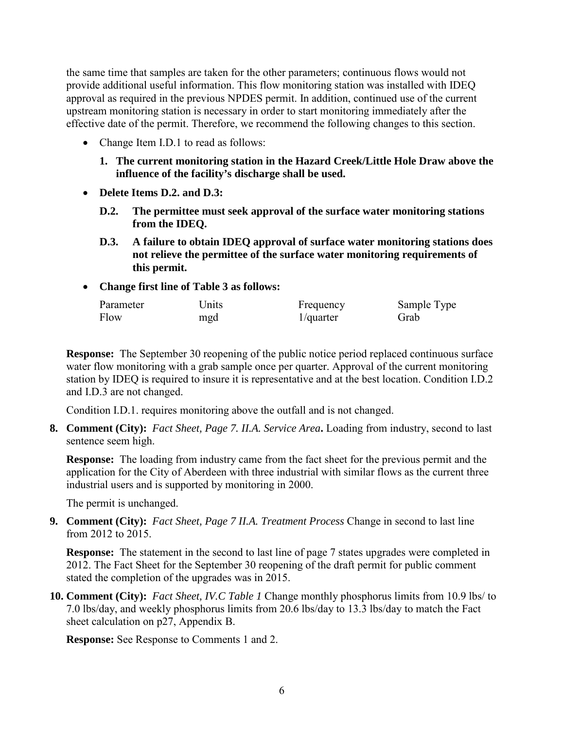the same time that samples are taken for the other parameters; continuous flows would not provide additional useful information. This flow monitoring station was installed with IDEQ approval as required in the previous NPDES permit. In addition, continued use of the current upstream monitoring station is necessary in order to start monitoring immediately after the effective date of the permit. Therefore, we recommend the following changes to this section.

- Change Item I.D.1 to read as follows:
  1. **The current monitoring station in the Hazard Creek/Little Hole Draw above the influence of the facility's discharge shall be used.**
- **Delete Items D.2. and D.3:**
  - **D.2. The permittee must seek approval of the surface water monitoring stations from the IDEQ.**
  - **D.3. A failure to obtain IDEQ approval of surface water monitoring stations does not relieve the permittee of the surface water monitoring requirements of this permit.**
- **Change first line of Table 3 as follows:**

| Parameter | Units | Frequency | Sample Type |
|---|---|---|---|
| Flow | mgd | 1/quarter | Grab |

**Response:** The September 30 reopening of the public notice period replaced continuous surface water flow monitoring with a grab sample once per quarter. Approval of the current monitoring station by IDEQ is required to insure it is representative and at the best location. Condition I.D.2 and I.D.3 are not changed.

Condition I.D.1. requires monitoring above the outfall and is not changed.

**8. Comment (City):** *Fact Sheet, Page 7. II.A. Service Area***.** Loading from industry, second to last sentence seem high.

**Response:** The loading from industry came from the fact sheet for the previous permit and the application for the City of Aberdeen with three industrial with similar flows as the current three industrial users and is supported by monitoring in 2000.

The permit is unchanged.

**9. Comment (City):** *Fact Sheet, Page 7 II.A. Treatment Process* Change in second to last line from 2012 to 2015.

**Response:** The statement in the second to last line of page 7 states upgrades were completed in 2012. The Fact Sheet for the September 30 reopening of the draft permit for public comment stated the completion of the upgrades was in 2015.

**10. Comment (City):** *Fact Sheet, IV.C Table 1* Change monthly phosphorus limits from 10.9 lbs/ to 7.0 lbs/day, and weekly phosphorus limits from 20.6 lbs/day to 13.3 lbs/day to match the Fact sheet calculation on p27, Appendix B.

**Response:** See Response to Comments 1 and 2.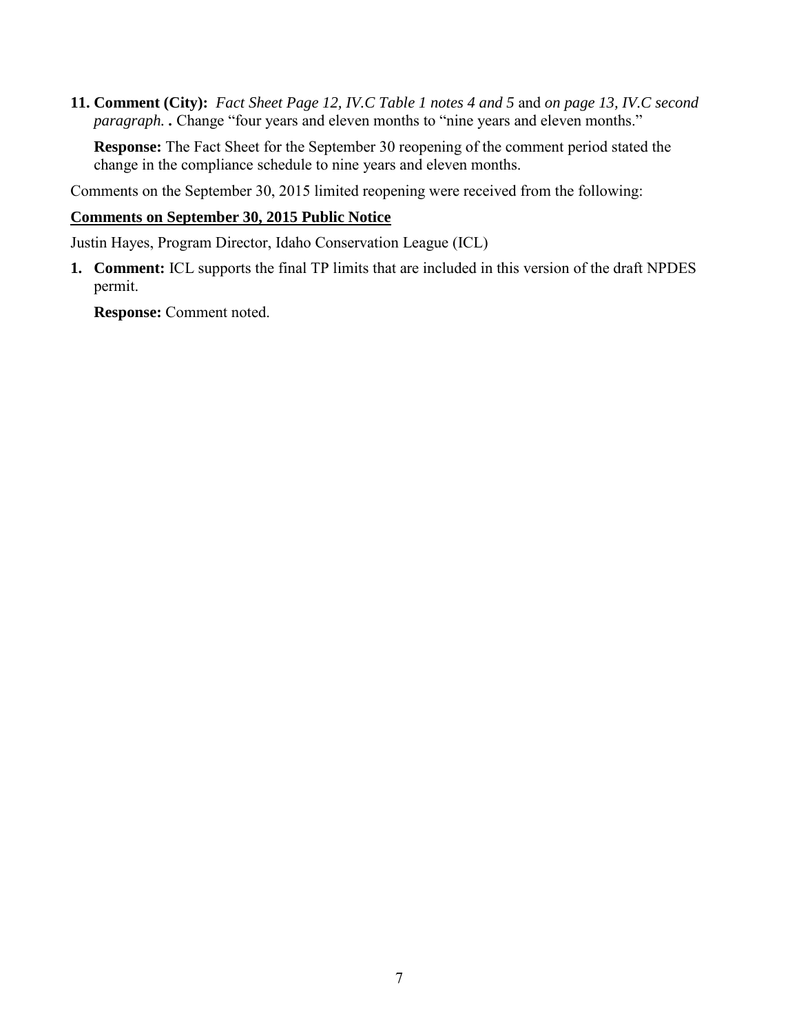**11. Comment (City):** *Fact Sheet Page 12, IV.C Table 1 notes 4 and 5* and *on page 13, IV.C second paragraph.* **.** Change "four years and eleven months to "nine years and eleven months."

**Response:** The Fact Sheet for the September 30 reopening of the comment period stated the change in the compliance schedule to nine years and eleven months.

Comments on the September 30, 2015 limited reopening were received from the following:

**Comments on September 30, 2015 Public Notice**

Justin Hayes, Program Director, Idaho Conservation League (ICL)

**1. Comment:** ICL supports the final TP limits that are included in this version of the draft NPDES permit.

**Response:** Comment noted.